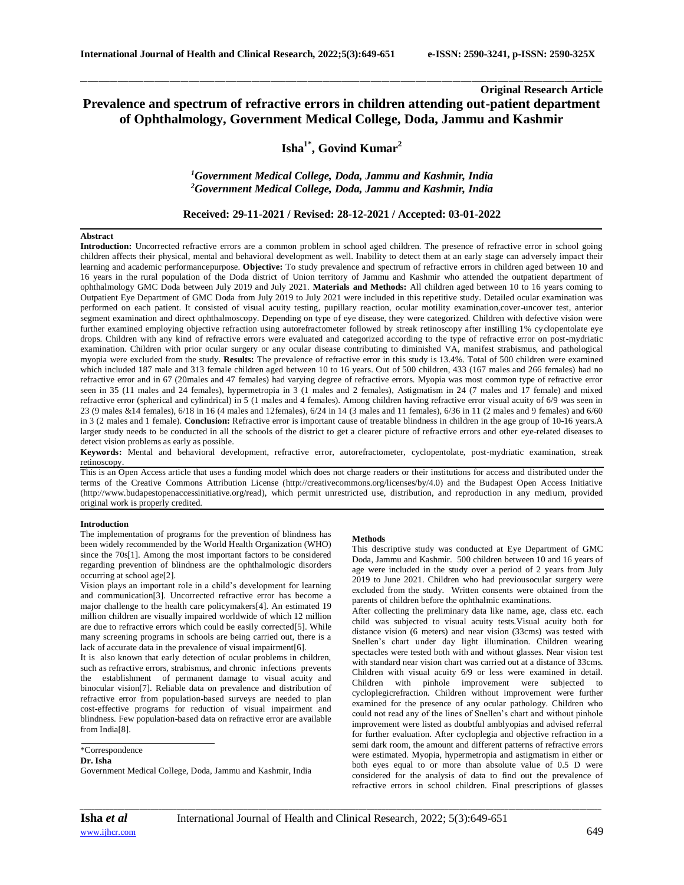**Original Research Article**

# Prevalence and spectrum of refractive errors in children attending out-patient department of Ophthalmology, Government Medical College, Doda, Jammu and Kashmir

**Isha[1*], Govind Kumar[2]**

*[1]Government Medical College, Doda, Jammu and Kashmir, India*
*[2]Government Medical College, Doda, Jammu and Kashmir, India*

**Received: 29-11-2021 / Revised: 28-12-2021 / Accepted: 03-01-2022**

## Abstract

**Introduction:** Uncorrected refractive errors are a common problem in school aged children. The presence of refractive error in school going children affects their physical, mental and behavioral development as well. Inability to detect them at an early stage can adversely impact their learning and academic performancepurpose. **Objective:** To study prevalence and spectrum of refractive errors in children aged between 10 and 16 years in the rural population of the Doda district of Union territory of Jammu and Kashmir who attended the outpatient department of ophthalmology GMC Doda between July 2019 and July 2021. **Materials and Methods:** All children aged between 10 to 16 years coming to Outpatient Eye Department of GMC Doda from July 2019 to July 2021 were included in this repetitive study. Detailed ocular examination was performed on each patient. It consisted of visual acuity testing, pupillary reaction, ocular motility examination,cover-uncover test, anterior segment examination and direct ophthalmoscopy. Depending on type of eye disease, they were categorized. Children with defective vision were further examined employing objective refraction using autorefractometer followed by streak retinoscopy after instilling 1% cyclopentolate eye drops. Children with any kind of refractive errors were evaluated and categorized according to the type of refractive error on post-mydriatic examination. Children with prior ocular surgery or any ocular disease contributing to diminished VA, manifest strabismus, and pathological myopia were excluded from the study. **Results:** The prevalence of refractive error in this study is 13.4%. Total of 500 children were examined which included 187 male and 313 female children aged between 10 to 16 years. Out of 500 children, 433 (167 males and 266 females) had no refractive error and in 67 (20males and 47 females) had varying degree of refractive errors. Myopia was most common type of refractive error seen in 35 (11 males and 24 females), hypermetropia in 3 (1 males and 2 females), Astigmatism in 24 (7 males and 17 female) and mixed refractive error (spherical and cylindrical) in 5 (1 males and 4 females). Among children having refractive error visual acuity of 6/9 was seen in 23 (9 males &14 females), 6/18 in 16 (4 males and 12females), 6/24 in 14 (3 males and 11 females), 6/36 in 11 (2 males and 9 females) and 6/60 in 3 (2 males and 1 female). **Conclusion:** Refractive error is important cause of treatable blindness in children in the age group of 10-16 years.A larger study needs to be conducted in all the schools of the district to get a clearer picture of refractive errors and other eye-related diseases to detect vision problems as early as possible.

**Keywords:** Mental and behavioral development, refractive error, autorefractometer, cyclopentolate, post-mydriatic examination, streak retinoscopy.

This is an Open Access article that uses a funding model which does not charge readers or their institutions for access and distributed under the terms of the Creative Commons Attribution License (http://creativecommons.org/licenses/by/4.0) and the Budapest Open Access Initiative (http://www.budapestopenaccessinitiative.org/read), which permit unrestricted use, distribution, and reproduction in any medium, provided original work is properly credited.

## Introduction

The implementation of programs for the prevention of blindness has been widely recommended by the World Health Organization (WHO) since the 70s[1]. Among the most important factors to be considered regarding prevention of blindness are the ophthalmologic disorders occurring at school age[2].

Vision plays an important role in a child's development for learning and communication[3]. Uncorrected refractive error has become a major challenge to the health care policymakers[4]. An estimated 19 million children are visually impaired worldwide of which 12 million are due to refractive errors which could be easily corrected[5]. While many screening programs in schools are being carried out, there is a lack of accurate data in the prevalence of visual impairment[6].

It is also known that early detection of ocular problems in children, such as refractive errors, strabismus, and chronic infections prevents the establishment of permanent damage to visual acuity and binocular vision[7]. Reliable data on prevalence and distribution of refractive error from population-based surveys are needed to plan cost-effective programs for reduction of visual impairment and blindness. Few population-based data on refractive error are available from India[8].

\*Correspondence
**Dr. Isha**
Government Medical College, Doda, Jammu and Kashmir, India

## Methods

This descriptive study was conducted at Eye Department of GMC Doda, Jammu and Kashmir. 500 children between 10 and 16 years of age were included in the study over a period of 2 years from July 2019 to June 2021. Children who had previousocular surgery were excluded from the study. Written consents were obtained from the parents of children before the ophthalmic examinations.

After collecting the preliminary data like name, age, class etc. each child was subjected to visual acuity tests.Visual acuity both for distance vision (6 meters) and near vision (33cms) was tested with Snellen's chart under day light illumination. Children wearing spectacles were tested both with and without glasses. Near vision test with standard near vision chart was carried out at a distance of 33cms. Children with visual acuity 6/9 or less were examined in detail. Children with pinhole improvement were subjected to cycloplegicrefraction. Children without improvement were further examined for the presence of any ocular pathology. Children who could not read any of the lines of Snellen's chart and without pinhole improvement were listed as doubtful amblyopias and advised referral for further evaluation. After cycloplegia and objective refraction in a semi dark room, the amount and different patterns of refractive errors were estimated. Myopia, hypermetropia and astigmatism in either or both eyes equal to or more than absolute value of 0.5 D were considered for the analysis of data to find out the prevalence of refractive errors in school children. Final prescriptions of glasses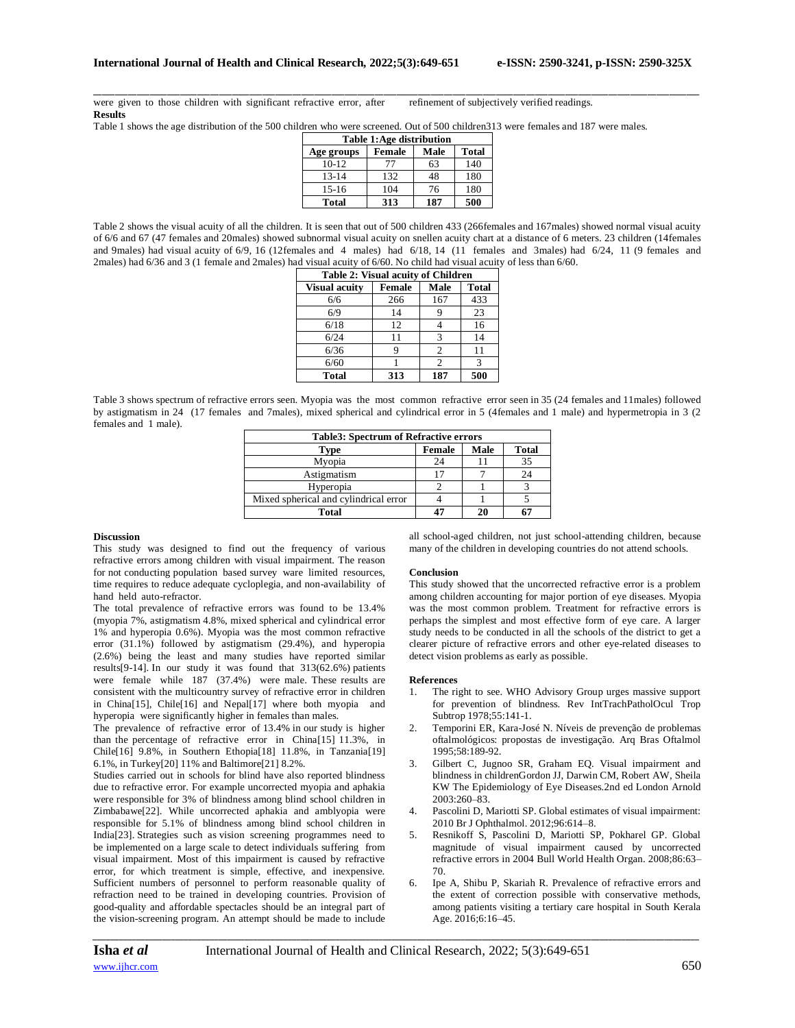were given to those children with significant refractive error, after refinement of subjectively verified readings.

**Results**

Table 1 shows the age distribution of the 500 children who were screened. Out of 500 children313 were females and 187 were males.

**Table 1: Age distribution**

| Age groups | Female | Male | Total |
|---|---|---|---|
| 10-12 | 77 | 63 | 140 |
| 13-14 | 132 | 48 | 180 |
| 15-16 | 104 | 76 | 180 |
| **Total** | **313** | **187** | **500** |

Table 2 shows the visual acuity of all the children. It is seen that out of 500 children 433 (266females and 167males) showed normal visual acuity of 6/6 and 67 (47 females and 20males) showed subnormal visual acuity on snellen acuity chart at a distance of 6 meters. 23 children (14females and 9males) had visual acuity of 6/9, 16 (12females and 4 males) had 6/18, 14 (11 females and 3males) had 6/24, 11 (9 females and 2males) had 6/36 and 3 (1 female and 2males) had visual acuity of 6/60. No child had visual acuity of less than 6/60.

**Table 2: Visual acuity of Children**

| Visual acuity | Female | Male | Total |
|---|---|---|---|
| 6/6 | 266 | 167 | 433 |
| 6/9 | 14 | 9 | 23 |
| 6/18 | 12 | 4 | 16 |
| 6/24 | 11 | 3 | 14 |
| 6/36 | 9 | 2 | 11 |
| 6/60 | 1 | 2 | 3 |
| **Total** | **313** | **187** | **500** |

Table 3 shows spectrum of refractive errors seen. Myopia was the most common refractive error seen in 35 (24 females and 11males) followed by astigmatism in 24 (17 females and 7males), mixed spherical and cylindrical error in 5 (4females and 1 male) and hypermetropia in 3 (2 females and 1 male).

**Table3: Spectrum of Refractive errors**

| Type | Female | Male | Total |
|---|---|---|---|
| Myopia | 24 | 11 | 35 |
| Astigmatism | 17 | 7 | 24 |
| Hyperopia | 2 | 1 | 3 |
| Mixed spherical and cylindrical error | 4 | 1 | 5 |
| **Total** | **47** | **20** | **67** |

**Discussion**

This study was designed to find out the frequency of various refractive errors among children with visual impairment. The reason for not conducting population based survey ware limited resources, time requires to reduce adequate cycloplegia, and non-availability of hand held auto-refractor.

The total prevalence of refractive errors was found to be 13.4% (myopia 7%, astigmatism 4.8%, mixed spherical and cylindrical error 1% and hyperopia 0.6%). Myopia was the most common refractive error (31.1%) followed by astigmatism (29.4%), and hyperopia (2.6%) being the least and many studies have reported similar results[9-14]. In our study it was found that 313(62.6%) patients were female while 187 (37.4%) were male. These results are consistent with the multicountry survey of refractive error in children in China[15], Chile[16] and Nepal[17] where both myopia and hyperopia were significantly higher in females than males.

The prevalence of refractive error of 13.4% in our study is higher than the percentage of refractive error in China[15] 11.3%, in Chile[16] 9.8%, in Southern Ethopia[18] 11.8%, in Tanzania[19] 6.1%, in Turkey[20] 11% and Baltimore[21] 8.2%.

Studies carried out in schools for blind have also reported blindness due to refractive error. For example uncorrected myopia and aphakia were responsible for 3% of blindness among blind school children in Zimbabawe[22]. While uncorrected aphakia and amblyopia were responsible for 5.1% of blindness among blind school children in India[23]. Strategies such as vision screening programmes need to be implemented on a large scale to detect individuals suffering from visual impairment. Most of this impairment is caused by refractive error, for which treatment is simple, effective, and inexpensive. Sufficient numbers of personnel to perform reasonable quality of refraction need to be trained in developing countries. Provision of good-quality and affordable spectacles should be an integral part of the vision-screening program. An attempt should be made to include all school-aged children, not just school-attending children, because many of the children in developing countries do not attend schools.

**Conclusion**

This study showed that the uncorrected refractive error is a problem among children accounting for major portion of eye diseases. Myopia was the most common problem. Treatment for refractive errors is perhaps the simplest and most effective form of eye care. A larger study needs to be conducted in all the schools of the district to get a clearer picture of refractive errors and other eye-related diseases to detect vision problems as early as possible.

**References**

1. The right to see. WHO Advisory Group urges massive support for prevention of blindness. Rev IntTrachPatholOcul Trop Subtrop 1978;55:141-1.
2. Temporini ER, Kara-José N. Níveis de prevenção de problemas oftalmológicos: propostas de investigação. Arq Bras Oftalmol 1995;58:189-92.
3. Gilbert C, Jugnoo SR, Graham EQ. Visual impairment and blindness in childrenGordon JJ, Darwin CM, Robert AW, Sheila KW The Epidemiology of Eye Diseases.2nd ed London Arnold 2003:260–83.
4. Pascolini D, Mariotti SP. Global estimates of visual impairment: 2010 Br J Ophthalmol. 2012;96:614–8.
5. Resnikoff S, Pascolini D, Mariotti SP, Pokharel GP. Global magnitude of visual impairment caused by uncorrected refractive errors in 2004 Bull World Health Organ. 2008;86:63–70.
6. Ipe A, Shibu P, Skariah R. Prevalence of refractive errors and the extent of correction possible with conservative methods, among patients visiting a tertiary care hospital in South Kerala Age. 2016;6:16–45.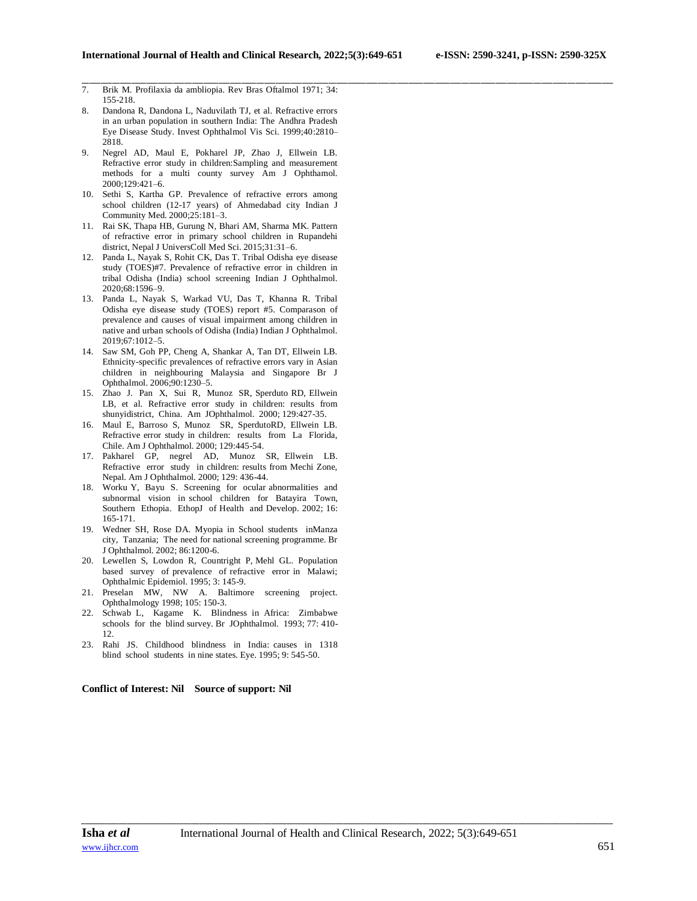7. Brik M. Profilaxia da ambliopia. Rev Bras Oftalmol 1971; 34: 155-218.
8. Dandona R, Dandona L, Naduvilath TJ, et al. Refractive errors in an urban population in southern India: The Andhra Pradesh Eye Disease Study. Invest Ophthalmol Vis Sci. 1999;40:2810–2818.
9. Negrel AD, Maul E, Pokharel JP, Zhao J, Ellwein LB. Refractive error study in children:Sampling and measurement methods for a multi county survey Am J Ophthamol. 2000;129:421–6.
10. Sethi S, Kartha GP. Prevalence of refractive errors among school children (12-17 years) of Ahmedabad city Indian J Community Med. 2000;25:181–3.
11. Rai SK, Thapa HB, Gurung N, Bhari AM, Sharma MK. Pattern of refractive error in primary school children in Rupandehi district, Nepal J UniversColl Med Sci. 2015;31:31–6.
12. Panda L, Nayak S, Rohit CK, Das T. Tribal Odisha eye disease study (TOES)#7. Prevalence of refractive error in children in tribal Odisha (India) school screening Indian J Ophthalmol. 2020;68:1596–9.
13. Panda L, Nayak S, Warkad VU, Das T, Khanna R. Tribal Odisha eye disease study (TOES) report #5. Comparason of prevalence and causes of visual impairment among children in native and urban schools of Odisha (India) Indian J Ophthalmol. 2019;67:1012–5.
14. Saw SM, Goh PP, Cheng A, Shankar A, Tan DT, Ellwein LB. Ethnicity-specific prevalences of refractive errors vary in Asian children in neighbouring Malaysia and Singapore Br J Ophthalmol. 2006;90:1230–5.
15. Zhao J. Pan X, Sui R, Munoz SR, Sperduto RD, Ellwein LB, et al. Refractive error study in children: results from shunyidistrict, China. Am JOphthalmol. 2000; 129:427-35.
16. Maul E, Barroso S, Munoz SR, SperdutoRD, Ellwein LB. Refractive error study in children: results from La Florida, Chile. Am J Ophthalmol. 2000; 129:445-54.
17. Pakharel GP, negrel AD, Munoz SR, Ellwein LB. Refractive error study in children: results from Mechi Zone, Nepal. Am J Ophthalmol. 2000; 129: 436-44.
18. Worku Y, Bayu S. Screening for ocular abnormalities and subnormal vision in school children for Batayira Town, Southern Ethopia. EthopJ of Health and Develop. 2002; 16: 165-171.
19. Wedner SH, Rose DA. Myopia in School students inManza city, Tanzania; The need for national screening programme. Br J Ophthalmol. 2002; 86:1200-6.
20. Lewellen S, Lowdon R, Countright P, Mehl GL. Population based survey of prevalence of refractive error in Malawi; Ophthalmic Epidemiol. 1995; 3: 145-9.
21. Preselan MW, NW A. Baltimore screening project. Ophthalmology 1998; 105: 150-3.
22. Schwab L, Kagame K. Blindness in Africa: Zimbabwe schools for the blind survey. Br JOphthalmol. 1993; 77: 410-12.
23. Rahi JS. Childhood blindness in India: causes in 1318 blind school students in nine states. Eye. 1995; 9: 545-50.

**Conflict of Interest: Nil Source of support: Nil**